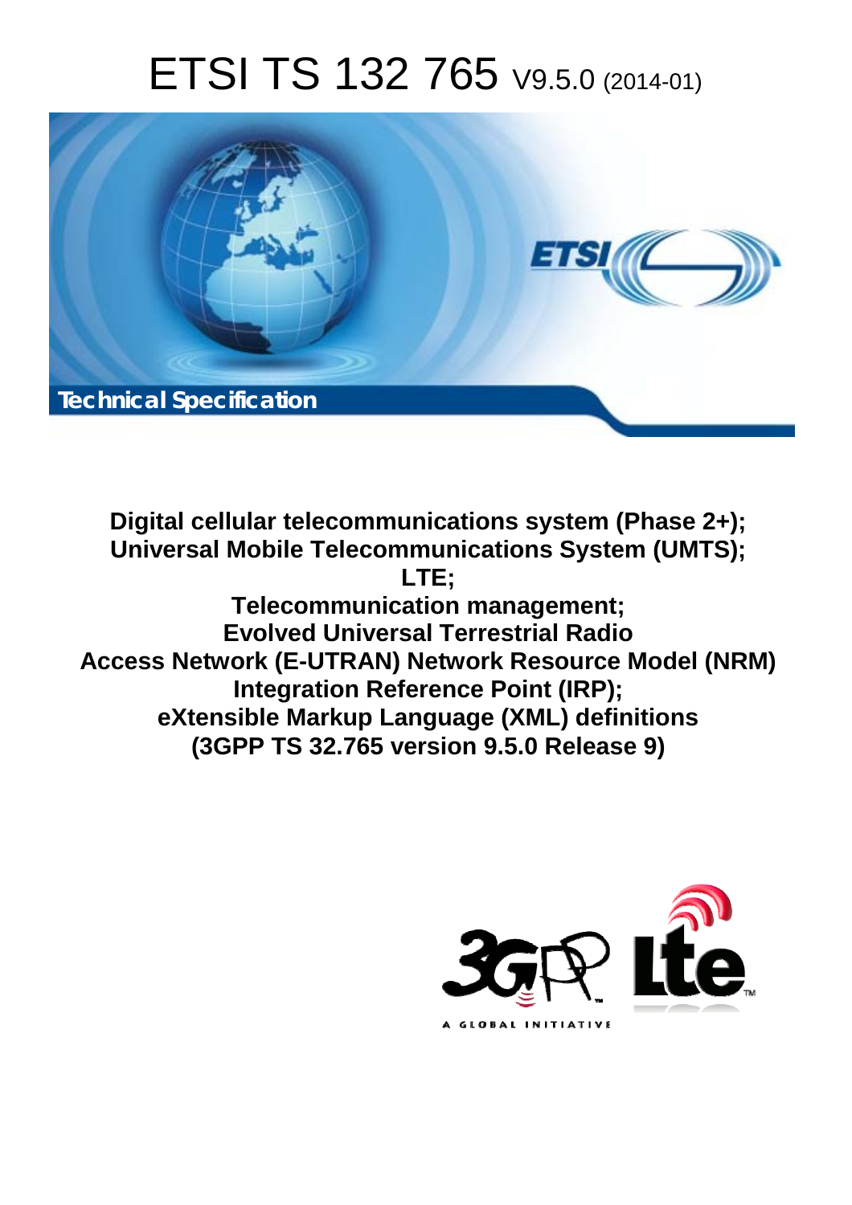# ETSI TS 132 765 V9.5.0 (2014-01)

Technical Specification

**Digital cellular telecommunications system (Phase 2+);**
**Universal Mobile Telecommunications System (UMTS);**
**LTE;**
**Telecommunication management;**
**Evolved Universal Terrestrial Radio Access Network (E-UTRAN) Network Resource Model (NRM) Integration Reference Point (IRP);**
**eXtensible Markup Language (XML) definitions**
**(3GPP TS 32.765 version 9.5.0 Release 9)**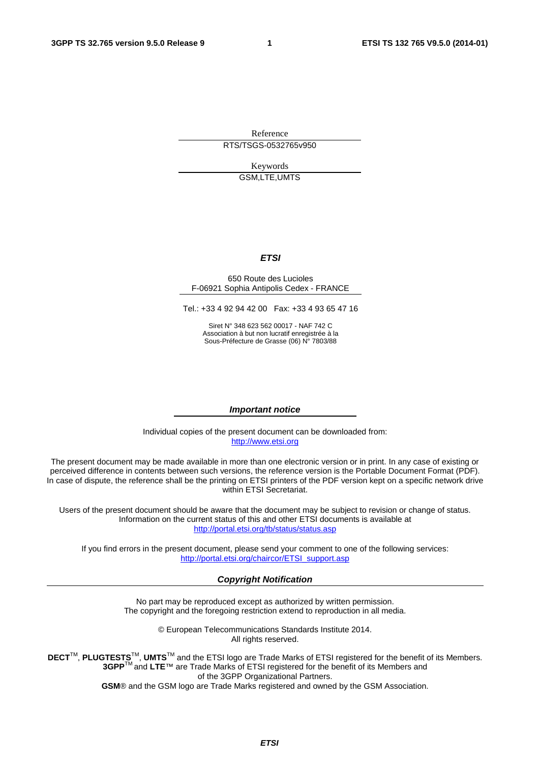Reference

RTS/TSGS-0532765v950

Keywords

GSM,LTE,UMTS

***ETSI***

650 Route des Lucioles
F-06921 Sophia Antipolis Cedex - FRANCE

Tel.: +33 4 92 94 42 00 Fax: +33 4 93 65 47 16

Siret N° 348 623 562 00017 - NAF 742 C
Association à but non lucratif enregistrée à la
Sous-Préfecture de Grasse (06) N° 7803/88

***Important notice***

Individual copies of the present document can be downloaded from:
http://www.etsi.org

The present document may be made available in more than one electronic version or in print. In any case of existing or perceived difference in contents between such versions, the reference version is the Portable Document Format (PDF). In case of dispute, the reference shall be the printing on ETSI printers of the PDF version kept on a specific network drive within ETSI Secretariat.

Users of the present document should be aware that the document may be subject to revision or change of status. Information on the current status of this and other ETSI documents is available at
http://portal.etsi.org/tb/status/status.asp

If you find errors in the present document, please send your comment to one of the following services:
http://portal.etsi.org/chaircor/ETSI_support.asp

***Copyright Notification***

No part may be reproduced except as authorized by written permission.
The copyright and the foregoing restriction extend to reproduction in all media.

© European Telecommunications Standards Institute 2014.
All rights reserved.

**DECT**™, **PLUGTESTS**™, **UMTS**™ and the ETSI logo are Trade Marks of ETSI registered for the benefit of its Members.
**3GPP**™ and **LTE**™ are Trade Marks of ETSI registered for the benefit of its Members and
of the 3GPP Organizational Partners.
**GSM**® and the GSM logo are Trade Marks registered and owned by the GSM Association.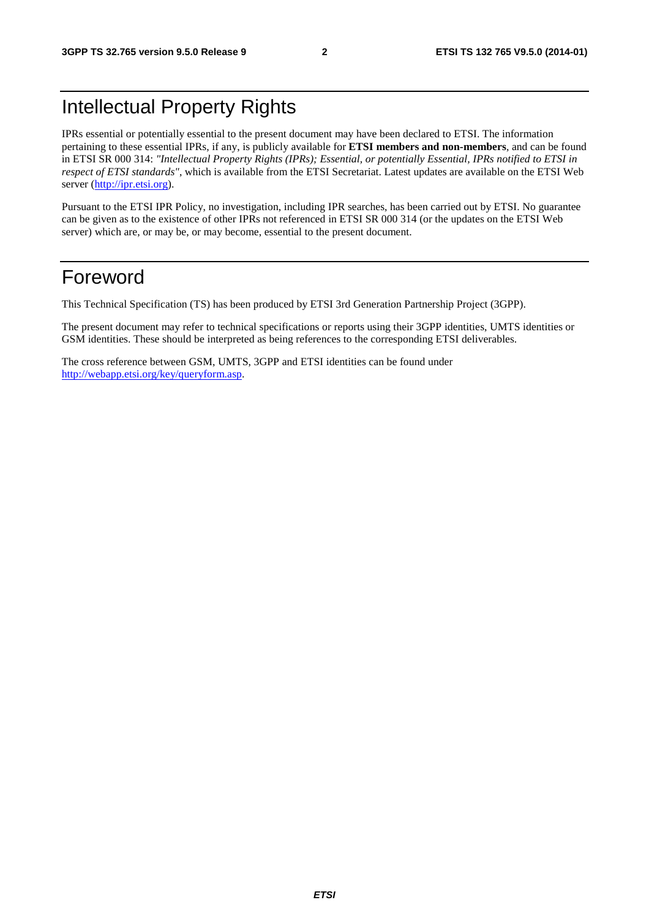# Intellectual Property Rights

IPRs essential or potentially essential to the present document may have been declared to ETSI. The information pertaining to these essential IPRs, if any, is publicly available for **ETSI members and non-members**, and can be found in ETSI SR 000 314: *"Intellectual Property Rights (IPRs); Essential, or potentially Essential, IPRs notified to ETSI in respect of ETSI standards"*, which is available from the ETSI Secretariat. Latest updates are available on the ETSI Web server (http://ipr.etsi.org).

Pursuant to the ETSI IPR Policy, no investigation, including IPR searches, has been carried out by ETSI. No guarantee can be given as to the existence of other IPRs not referenced in ETSI SR 000 314 (or the updates on the ETSI Web server) which are, or may be, or may become, essential to the present document.

# Foreword

This Technical Specification (TS) has been produced by ETSI 3rd Generation Partnership Project (3GPP).

The present document may refer to technical specifications or reports using their 3GPP identities, UMTS identities or GSM identities. These should be interpreted as being references to the corresponding ETSI deliverables.

The cross reference between GSM, UMTS, 3GPP and ETSI identities can be found under http://webapp.etsi.org/key/queryform.asp.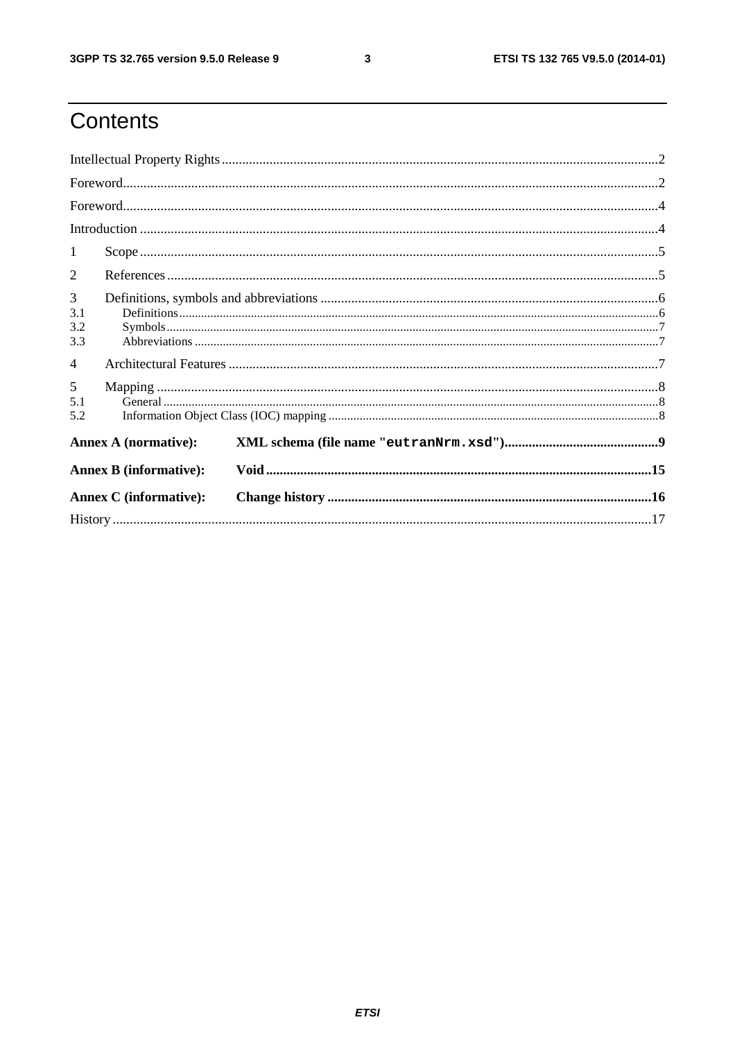# Contents

Intellectual Property Rights ........................................................................................................................... 2

Foreword ........................................................................................................................................................ 2

Foreword ........................................................................................................................................................ 4

Introduction ................................................................................................................................................... 4

1 Scope ......................................................................................................................................................... 5

2 References ................................................................................................................................................. 5

3 Definitions, symbols and abbreviations .................................................................................................... 6

3.1 Definitions ............................................................................................................................................... 6

3.2 Symbols .................................................................................................................................................. 7

3.3 Abbreviations .......................................................................................................................................... 7

4 Architectural Features ............................................................................................................................... 7

5 Mapping .................................................................................................................................................... 8

5.1 General .................................................................................................................................................... 8

5.2 Information Object Class (IOC) mapping .............................................................................................. 8

**Annex A (normative): XML schema (file name "`eutranNrm.xsd`")** ........................................................... 9

**Annex B (informative): Void** ..................................................................................................................... 15

**Annex C (informative): Change history** ................................................................................................... 16

History .......................................................................................................................................................... 17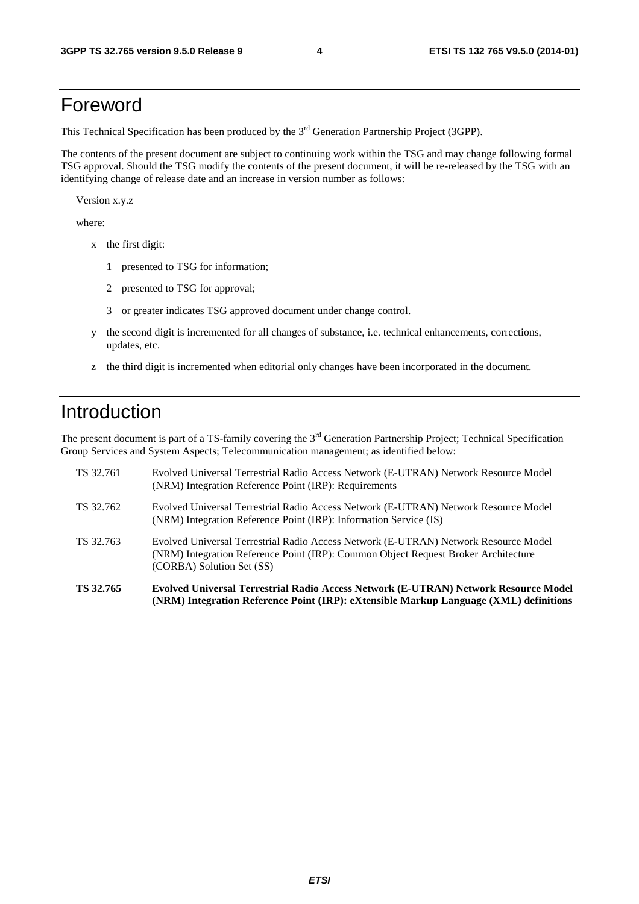# Foreword

This Technical Specification has been produced by the 3rd Generation Partnership Project (3GPP).

The contents of the present document are subject to continuing work within the TSG and may change following formal TSG approval. Should the TSG modify the contents of the present document, it will be re-released by the TSG with an identifying change of release date and an increase in version number as follows:

Version x.y.z

where:

- x the first digit:
  - 1 presented to TSG for information;
  - 2 presented to TSG for approval;
  - 3 or greater indicates TSG approved document under change control.
- y the second digit is incremented for all changes of substance, i.e. technical enhancements, corrections, updates, etc.
- z the third digit is incremented when editorial only changes have been incorporated in the document.

# Introduction

The present document is part of a TS-family covering the 3rd Generation Partnership Project; Technical Specification Group Services and System Aspects; Telecommunication management; as identified below:

TS 32.761 Evolved Universal Terrestrial Radio Access Network (E-UTRAN) Network Resource Model (NRM) Integration Reference Point (IRP): Requirements

TS 32.762 Evolved Universal Terrestrial Radio Access Network (E-UTRAN) Network Resource Model (NRM) Integration Reference Point (IRP): Information Service (IS)

TS 32.763 Evolved Universal Terrestrial Radio Access Network (E-UTRAN) Network Resource Model (NRM) Integration Reference Point (IRP): Common Object Request Broker Architecture (CORBA) Solution Set (SS)

**TS 32.765 Evolved Universal Terrestrial Radio Access Network (E-UTRAN) Network Resource Model (NRM) Integration Reference Point (IRP): eXtensible Markup Language (XML) definitions**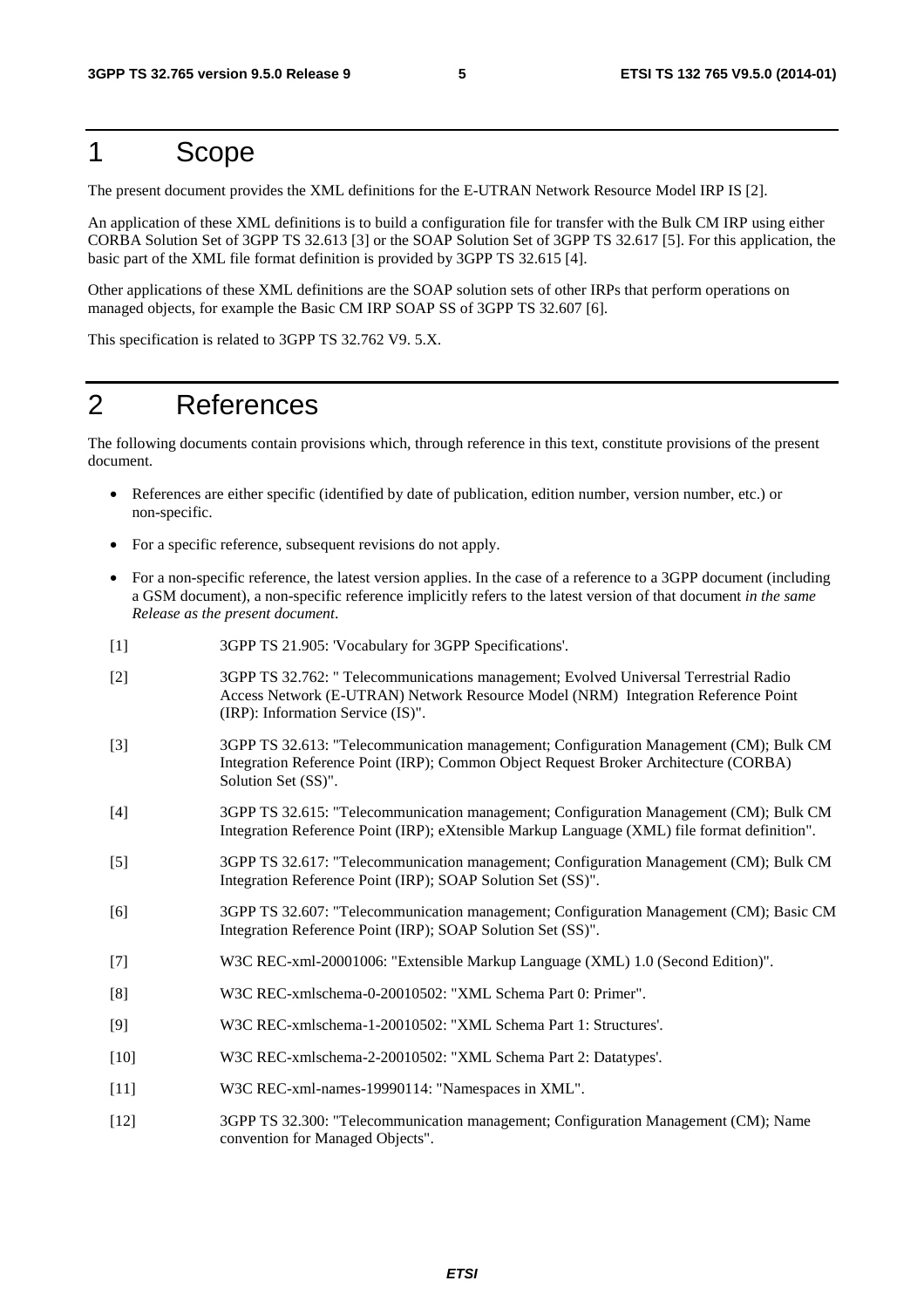# 1 Scope

The present document provides the XML definitions for the E-UTRAN Network Resource Model IRP IS [2].

An application of these XML definitions is to build a configuration file for transfer with the Bulk CM IRP using either CORBA Solution Set of 3GPP TS 32.613 [3] or the SOAP Solution Set of 3GPP TS 32.617 [5]. For this application, the basic part of the XML file format definition is provided by 3GPP TS 32.615 [4].

Other applications of these XML definitions are the SOAP solution sets of other IRPs that perform operations on managed objects, for example the Basic CM IRP SOAP SS of 3GPP TS 32.607 [6].

This specification is related to 3GPP TS 32.762 V9. 5.X.

# 2 References

The following documents contain provisions which, through reference in this text, constitute provisions of the present document.

- References are either specific (identified by date of publication, edition number, version number, etc.) or non-specific.
- For a specific reference, subsequent revisions do not apply.
- For a non-specific reference, the latest version applies. In the case of a reference to a 3GPP document (including a GSM document), a non-specific reference implicitly refers to the latest version of that document *in the same Release as the present document*.

[1] 3GPP TS 21.905: 'Vocabulary for 3GPP Specifications'.

[2] 3GPP TS 32.762: " Telecommunications management; Evolved Universal Terrestrial Radio Access Network (E-UTRAN) Network Resource Model (NRM) Integration Reference Point (IRP): Information Service (IS)".

[3] 3GPP TS 32.613: "Telecommunication management; Configuration Management (CM); Bulk CM Integration Reference Point (IRP); Common Object Request Broker Architecture (CORBA) Solution Set (SS)".

[4] 3GPP TS 32.615: "Telecommunication management; Configuration Management (CM); Bulk CM Integration Reference Point (IRP); eXtensible Markup Language (XML) file format definition".

[5] 3GPP TS 32.617: "Telecommunication management; Configuration Management (CM); Bulk CM Integration Reference Point (IRP); SOAP Solution Set (SS)".

[6] 3GPP TS 32.607: "Telecommunication management; Configuration Management (CM); Basic CM Integration Reference Point (IRP); SOAP Solution Set (SS)".

[7] W3C REC-xml-20001006: "Extensible Markup Language (XML) 1.0 (Second Edition)".

[8] W3C REC-xmlschema-0-20010502: "XML Schema Part 0: Primer".

[9] W3C REC-xmlschema-1-20010502: "XML Schema Part 1: Structures'.

[10] W3C REC-xmlschema-2-20010502: "XML Schema Part 2: Datatypes'.

[11] W3C REC-xml-names-19990114: "Namespaces in XML".

[12] 3GPP TS 32.300: "Telecommunication management; Configuration Management (CM); Name convention for Managed Objects".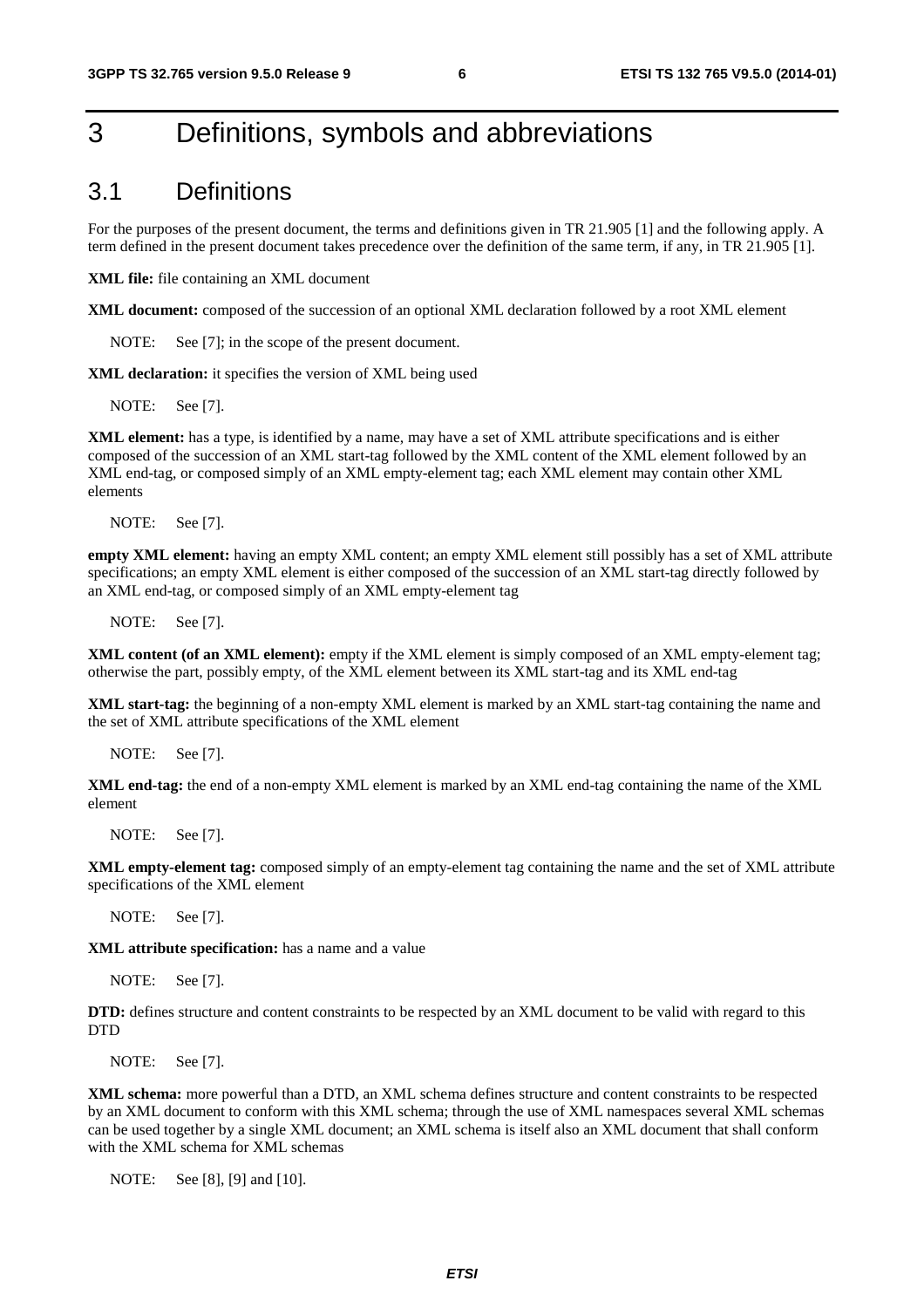# 3 Definitions, symbols and abbreviations

## 3.1 Definitions

For the purposes of the present document, the terms and definitions given in TR 21.905 [1] and the following apply. A term defined in the present document takes precedence over the definition of the same term, if any, in TR 21.905 [1].

**XML file:** file containing an XML document

**XML document:** composed of the succession of an optional XML declaration followed by a root XML element

NOTE: See [7]; in the scope of the present document.

**XML declaration:** it specifies the version of XML being used

NOTE: See [7].

**XML element:** has a type, is identified by a name, may have a set of XML attribute specifications and is either composed of the succession of an XML start-tag followed by the XML content of the XML element followed by an XML end-tag, or composed simply of an XML empty-element tag; each XML element may contain other XML elements

NOTE: See [7].

**empty XML element:** having an empty XML content; an empty XML element still possibly has a set of XML attribute specifications; an empty XML element is either composed of the succession of an XML start-tag directly followed by an XML end-tag, or composed simply of an XML empty-element tag

NOTE: See [7].

**XML content (of an XML element):** empty if the XML element is simply composed of an XML empty-element tag; otherwise the part, possibly empty, of the XML element between its XML start-tag and its XML end-tag

**XML start-tag:** the beginning of a non-empty XML element is marked by an XML start-tag containing the name and the set of XML attribute specifications of the XML element

NOTE: See [7].

**XML end-tag:** the end of a non-empty XML element is marked by an XML end-tag containing the name of the XML element

NOTE: See [7].

**XML empty-element tag:** composed simply of an empty-element tag containing the name and the set of XML attribute specifications of the XML element

NOTE: See [7].

**XML attribute specification:** has a name and a value

NOTE: See [7].

**DTD:** defines structure and content constraints to be respected by an XML document to be valid with regard to this DTD

NOTE: See [7].

**XML schema:** more powerful than a DTD, an XML schema defines structure and content constraints to be respected by an XML document to conform with this XML schema; through the use of XML namespaces several XML schemas can be used together by a single XML document; an XML schema is itself also an XML document that shall conform with the XML schema for XML schemas

NOTE: See [8], [9] and [10].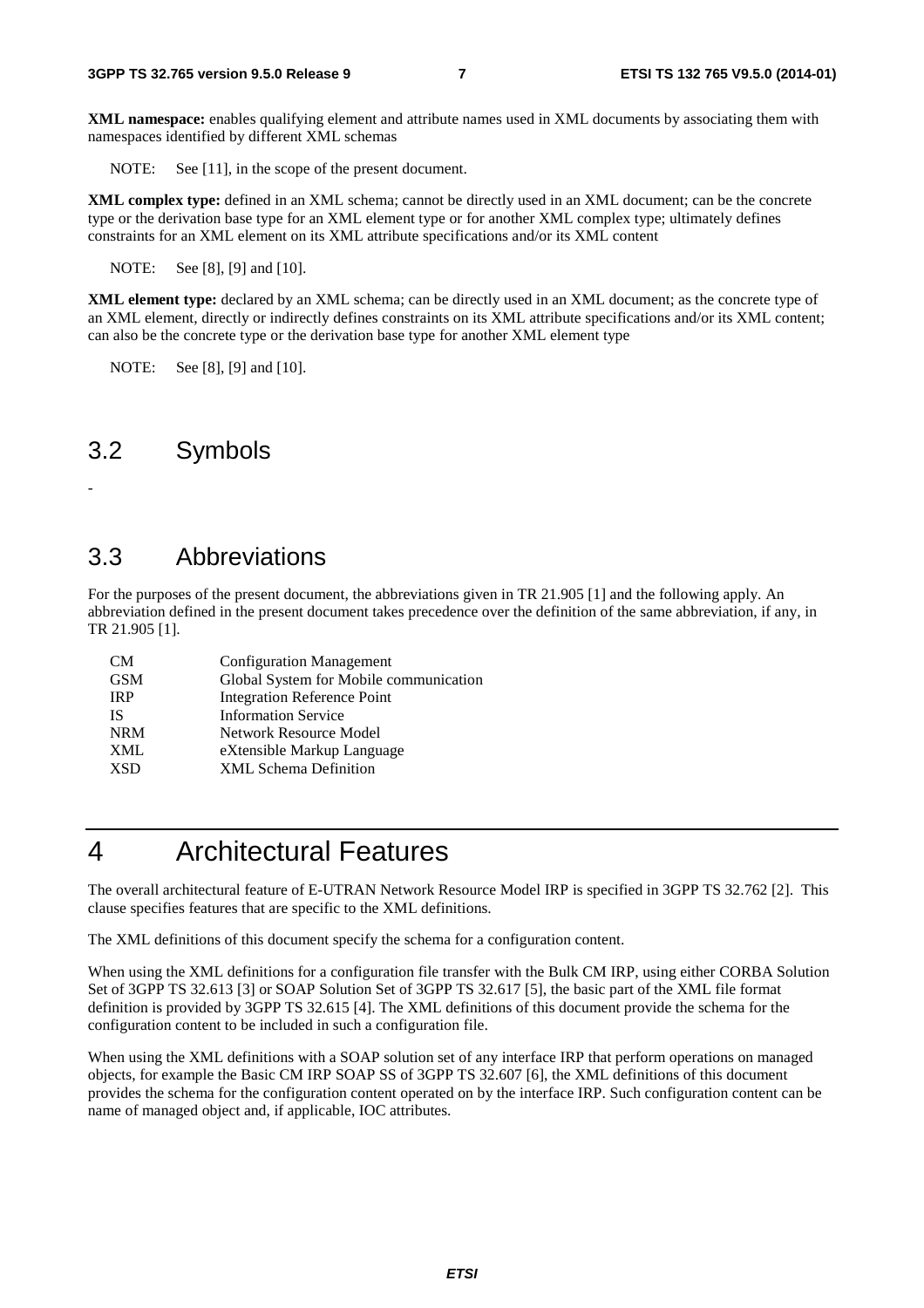**XML namespace:** enables qualifying element and attribute names used in XML documents by associating them with namespaces identified by different XML schemas

NOTE: See [11], in the scope of the present document.

**XML complex type:** defined in an XML schema; cannot be directly used in an XML document; can be the concrete type or the derivation base type for an XML element type or for another XML complex type; ultimately defines constraints for an XML element on its XML attribute specifications and/or its XML content

NOTE: See [8], [9] and [10].

**XML element type:** declared by an XML schema; can be directly used in an XML document; as the concrete type of an XML element, directly or indirectly defines constraints on its XML attribute specifications and/or its XML content; can also be the concrete type or the derivation base type for another XML element type

NOTE: See [8], [9] and [10].

## 3.2 Symbols

-

## 3.3 Abbreviations

For the purposes of the present document, the abbreviations given in TR 21.905 [1] and the following apply. An abbreviation defined in the present document takes precedence over the definition of the same abbreviation, if any, in TR 21.905 [1].

| | |
|---|---|
| CM | Configuration Management |
| GSM | Global System for Mobile communication |
| IRP | Integration Reference Point |
| IS | Information Service |
| NRM | Network Resource Model |
| XML | eXtensible Markup Language |
| XSD | XML Schema Definition |

# 4 Architectural Features

The overall architectural feature of E-UTRAN Network Resource Model IRP is specified in 3GPP TS 32.762 [2]. This clause specifies features that are specific to the XML definitions.

The XML definitions of this document specify the schema for a configuration content.

When using the XML definitions for a configuration file transfer with the Bulk CM IRP, using either CORBA Solution Set of 3GPP TS 32.613 [3] or SOAP Solution Set of 3GPP TS 32.617 [5], the basic part of the XML file format definition is provided by 3GPP TS 32.615 [4]. The XML definitions of this document provide the schema for the configuration content to be included in such a configuration file.

When using the XML definitions with a SOAP solution set of any interface IRP that perform operations on managed objects, for example the Basic CM IRP SOAP SS of 3GPP TS 32.607 [6], the XML definitions of this document provides the schema for the configuration content operated on by the interface IRP. Such configuration content can be name of managed object and, if applicable, IOC attributes.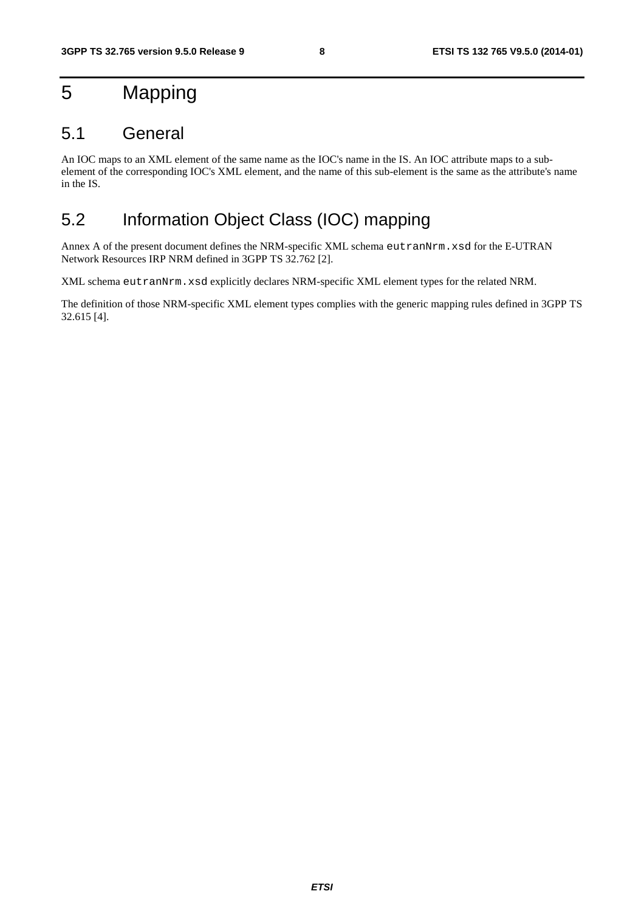# 5 Mapping

## 5.1 General

An IOC maps to an XML element of the same name as the IOC's name in the IS. An IOC attribute maps to a sub-element of the corresponding IOC's XML element, and the name of this sub-element is the same as the attribute's name in the IS.

## 5.2 Information Object Class (IOC) mapping

Annex A of the present document defines the NRM-specific XML schema `eutranNrm.xsd` for the E-UTRAN Network Resources IRP NRM defined in 3GPP TS 32.762 [2].

XML schema `eutranNrm.xsd` explicitly declares NRM-specific XML element types for the related NRM.

The definition of those NRM-specific XML element types complies with the generic mapping rules defined in 3GPP TS 32.615 [4].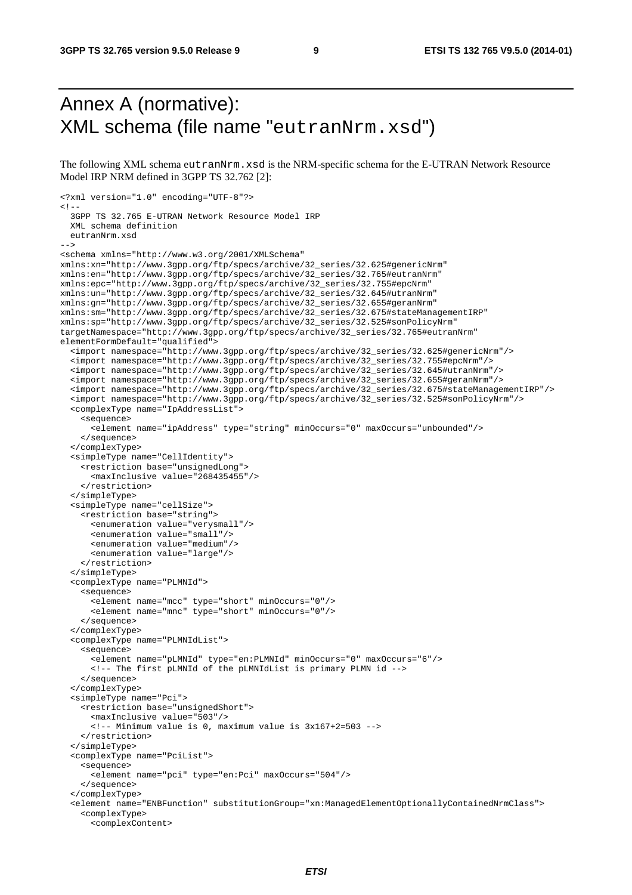# Annex A (normative): XML schema (file name "eutranNrm.xsd")

The following XML schema eutranNrm.xsd is the NRM-specific schema for the E-UTRAN Network Resource Model IRP NRM defined in 3GPP TS 32.762 [2]:

```
<?xml version="1.0" encoding="UTF-8"?>
<!--
  3GPP TS 32.765 E-UTRAN Network Resource Model IRP
  XML schema definition
  eutranNrm.xsd
-->
<schema xmlns="http://www.w3.org/2001/XMLSchema"
xmlns:xn="http://www.3gpp.org/ftp/specs/archive/32_series/32.625#genericNrm"
xmlns:en="http://www.3gpp.org/ftp/specs/archive/32_series/32.765#eutranNrm"
xmlns:epc="http://www.3gpp.org/ftp/specs/archive/32_series/32.755#epcNrm"
xmlns:un="http://www.3gpp.org/ftp/specs/archive/32_series/32.645#utranNrm"
xmlns:gn="http://www.3gpp.org/ftp/specs/archive/32_series/32.655#geranNrm"
xmlns:sm="http://www.3gpp.org/ftp/specs/archive/32_series/32.675#stateManagementIRP"
xmlns:sp="http://www.3gpp.org/ftp/specs/archive/32_series/32.525#sonPolicyNrm"
targetNamespace="http://www.3gpp.org/ftp/specs/archive/32_series/32.765#eutranNrm"
elementFormDefault="qualified">
  <import namespace="http://www.3gpp.org/ftp/specs/archive/32_series/32.625#genericNrm"/>
  <import namespace="http://www.3gpp.org/ftp/specs/archive/32_series/32.755#epcNrm"/>
  <import namespace="http://www.3gpp.org/ftp/specs/archive/32_series/32.645#utranNrm"/>
  <import namespace="http://www.3gpp.org/ftp/specs/archive/32_series/32.655#geranNrm"/>
  <import namespace="http://www.3gpp.org/ftp/specs/archive/32_series/32.675#stateManagementIRP"/>
  <import namespace="http://www.3gpp.org/ftp/specs/archive/32_series/32.525#sonPolicyNrm"/>
  <complexType name="IpAddressList">
    <sequence>
      <element name="ipAddress" type="string" minOccurs="0" maxOccurs="unbounded"/>
    </sequence>
  </complexType>
  <simpleType name="CellIdentity">
    <restriction base="unsignedLong">
      <maxInclusive value="268435455"/>
    </restriction>
  </simpleType>
  <simpleType name="cellSize">
    <restriction base="string">
      <enumeration value="verysmall"/>
      <enumeration value="small"/>
      <enumeration value="medium"/>
      <enumeration value="large"/>
    </restriction>
  </simpleType>
  <complexType name="PLMNId">
    <sequence>
      <element name="mcc" type="short" minOccurs="0"/>
      <element name="mnc" type="short" minOccurs="0"/>
    </sequence>
  </complexType>
  <complexType name="PLMNIdList">
    <sequence>
      <element name="pLMNId" type="en:PLMNId" minOccurs="0" maxOccurs="6"/>
      <!-- The first pLMNId of the pLMNIdList is primary PLMN id -->
    </sequence>
  </complexType>
  <simpleType name="Pci">
    <restriction base="unsignedShort">
      <maxInclusive value="503"/>
      <!-- Minimum value is 0, maximum value is 3x167+2=503 -->
    </restriction>
  </simpleType>
  <complexType name="PciList">
    <sequence>
      <element name="pci" type="en:Pci" maxOccurs="504"/>
    </sequence>
  </complexType>
  <element name="ENBFunction" substitutionGroup="xn:ManagedElementOptionallyContainedNrmClass">
    <complexType>
      <complexContent>
```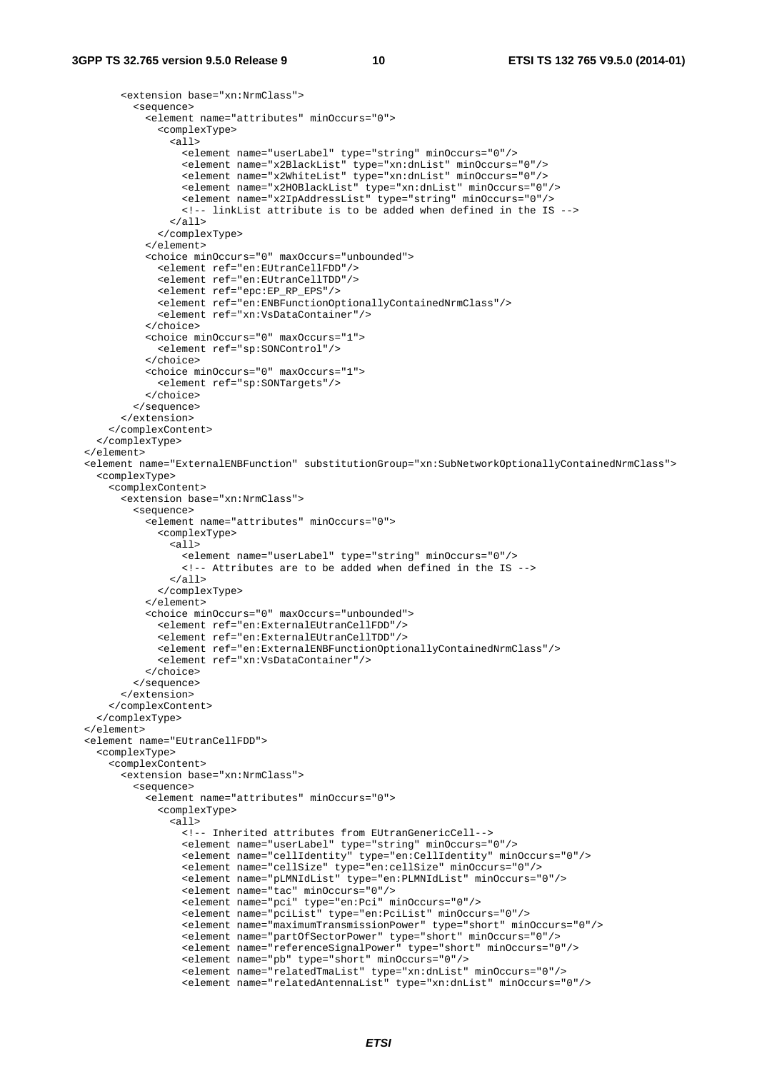```
        <extension base="xn:NrmClass">
          <sequence>
            <element name="attributes" minOccurs="0">
              <complexType>
                <all>
                  <element name="userLabel" type="string" minOccurs="0"/>
                  <element name="x2BlackList" type="xn:dnList" minOccurs="0"/>
                  <element name="x2WhiteList" type="xn:dnList" minOccurs="0"/>
                  <element name="x2HOBlackList" type="xn:dnList" minOccurs="0"/>
                  <element name="x2IpAddressList" type="string" minOccurs="0"/>
                  <!-- linkList attribute is to be added when defined in the IS -->
                </all>
              </complexType>
            </element>
            <choice minOccurs="0" maxOccurs="unbounded">
              <element ref="en:EUtranCellFDD"/>
              <element ref="en:EUtranCellTDD"/>
              <element ref="epc:EP_RP_EPS"/>
              <element ref="en:ENBFunctionOptionallyContainedNrmClass"/>
              <element ref="xn:VsDataContainer"/>
            </choice>
            <choice minOccurs="0" maxOccurs="1">
              <element ref="sp:SONControl"/>
            </choice>
            <choice minOccurs="0" maxOccurs="1">
              <element ref="sp:SONTargets"/>
            </choice>
          </sequence>
        </extension>
      </complexContent>
    </complexType>
  </element>
  <element name="ExternalENBFunction" substitutionGroup="xn:SubNetworkOptionallyContainedNrmClass">
    <complexType>
      <complexContent>
        <extension base="xn:NrmClass">
          <sequence>
            <element name="attributes" minOccurs="0">
              <complexType>
                <all>
                  <element name="userLabel" type="string" minOccurs="0"/>
                  <!-- Attributes are to be added when defined in the IS -->
                </all>
              </complexType>
            </element>
            <choice minOccurs="0" maxOccurs="unbounded">
              <element ref="en:ExternalEUtranCellFDD"/>
              <element ref="en:ExternalEUtranCellTDD"/>
              <element ref="en:ExternalENBFunctionOptionallyContainedNrmClass"/>
              <element ref="xn:VsDataContainer"/>
            </choice>
          </sequence>
        </extension>
      </complexContent>
    </complexType>
  </element>
  <element name="EUtranCellFDD">
    <complexType>
      <complexContent>
        <extension base="xn:NrmClass">
          <sequence>
            <element name="attributes" minOccurs="0">
              <complexType>
                <all>
                  <!-- Inherited attributes from EUtranGenericCell-->
                  <element name="userLabel" type="string" minOccurs="0"/>
                  <element name="cellIdentity" type="en:CellIdentity" minOccurs="0"/>
                  <element name="cellSize" type="en:cellSize" minOccurs="0"/>
                  <element name="pLMNIdList" type="en:PLMNIdList" minOccurs="0"/>
                  <element name="tac" minOccurs="0"/>
                  <element name="pci" type="en:Pci" minOccurs="0"/>
                  <element name="pciList" type="en:PciList" minOccurs="0"/>
                  <element name="maximumTransmissionPower" type="short" minOccurs="0"/>
                  <element name="partOfSectorPower" type="short" minOccurs="0"/>
                  <element name="referenceSignalPower" type="short" minOccurs="0"/>
                  <element name="pb" type="short" minOccurs="0"/>
                  <element name="relatedTmaList" type="xn:dnList" minOccurs="0"/>
                  <element name="relatedAntennaList" type="xn:dnList" minOccurs="0"/>
```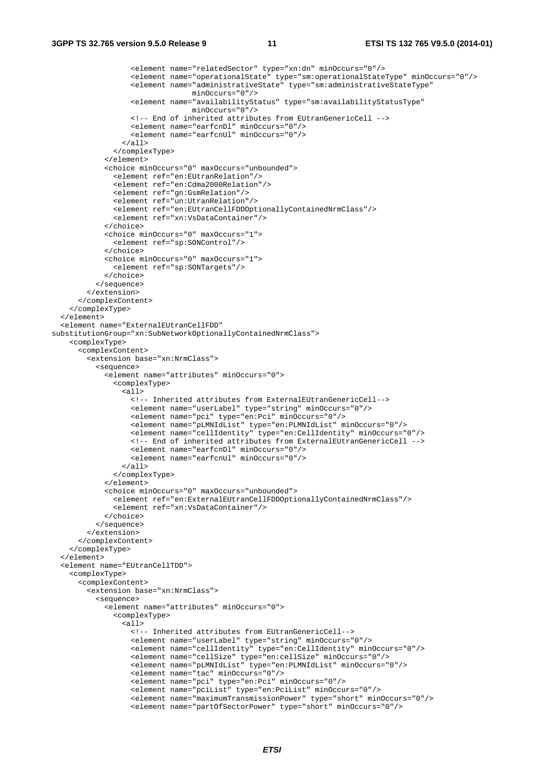```
                  <element name="relatedSector" type="xn:dn" minOccurs="0"/>
                  <element name="operationalState" type="sm:operationalStateType" minOccurs="0"/>
                  <element name="administrativeState" type="sm:administrativeStateType"
                              minOccurs="0"/>
                  <element name="availabilityStatus" type="sm:availabilityStatusType"
                              minOccurs="0"/>
                  <!-- End of inherited attributes from EUtranGenericCell -->
                  <element name="earfcnDl" minOccurs="0"/>
                  <element name="earfcnUl" minOccurs="0"/>
                </all>
              </complexType>
            </element>
            <choice minOccurs="0" maxOccurs="unbounded">
              <element ref="en:EUtranRelation"/>
              <element ref="en:Cdma2000Relation"/>
              <element ref="gn:GsmRelation"/>
              <element ref="un:UtranRelation"/>
              <element ref="en:EUtranCellFDDOptionallyContainedNrmClass"/>
              <element ref="xn:VsDataContainer"/>
            </choice>
            <choice minOccurs="0" maxOccurs="1">
              <element ref="sp:SONControl"/>
            </choice>
            <choice minOccurs="0" maxOccurs="1">
              <element ref="sp:SONTargets"/>
            </choice>
          </sequence>
        </extension>
      </complexContent>
    </complexType>
  </element>
  <element name="ExternalEUtranCellFDD"
substitutionGroup="xn:SubNetworkOptionallyContainedNrmClass">
    <complexType>
      <complexContent>
        <extension base="xn:NrmClass">
          <sequence>
            <element name="attributes" minOccurs="0">
              <complexType>
                <all>
                  <!-- Inherited attributes from ExternalEUtranGenericCell-->
                  <element name="userLabel" type="string" minOccurs="0"/>
                  <element name="pci" type="en:Pci" minOccurs="0"/>
                  <element name="pLMNIdList" type="en:PLMNIdList" minOccurs="0"/>
                  <element name="cellIdentity" type="en:CellIdentity" minOccurs="0"/>
                  <!-- End of inherited attributes from ExternalEUtranGenericCell -->
                  <element name="earfcnDl" minOccurs="0"/>
                  <element name="earfcnUl" minOccurs="0"/>
                </all>
              </complexType>
            </element>
            <choice minOccurs="0" maxOccurs="unbounded">
              <element ref="en:ExternalEUtranCellFDDOptionallyContainedNrmClass"/>
              <element ref="xn:VsDataContainer"/>
            </choice>
          </sequence>
        </extension>
      </complexContent>
    </complexType>
  </element>
  <element name="EUtranCellTDD">
    <complexType>
      <complexContent>
        <extension base="xn:NrmClass">
          <sequence>
            <element name="attributes" minOccurs="0">
              <complexType>
                <all>
                  <!-- Inherited attributes from EUtranGenericCell-->
                  <element name="userLabel" type="string" minOccurs="0"/>
                  <element name="cellIdentity" type="en:CellIdentity" minOccurs="0"/>
                  <element name="cellSize" type="en:cellSize" minOccurs="0"/>
                  <element name="pLMNIdList" type="en:PLMNIdList" minOccurs="0"/>
                  <element name="tac" minOccurs="0"/>
                  <element name="pci" type="en:Pci" minOccurs="0"/>
                  <element name="pciList" type="en:PciList" minOccurs="0"/>
                  <element name="maximumTransmissionPower" type="short" minOccurs="0"/>
                  <element name="partOfSectorPower" type="short" minOccurs="0"/>
```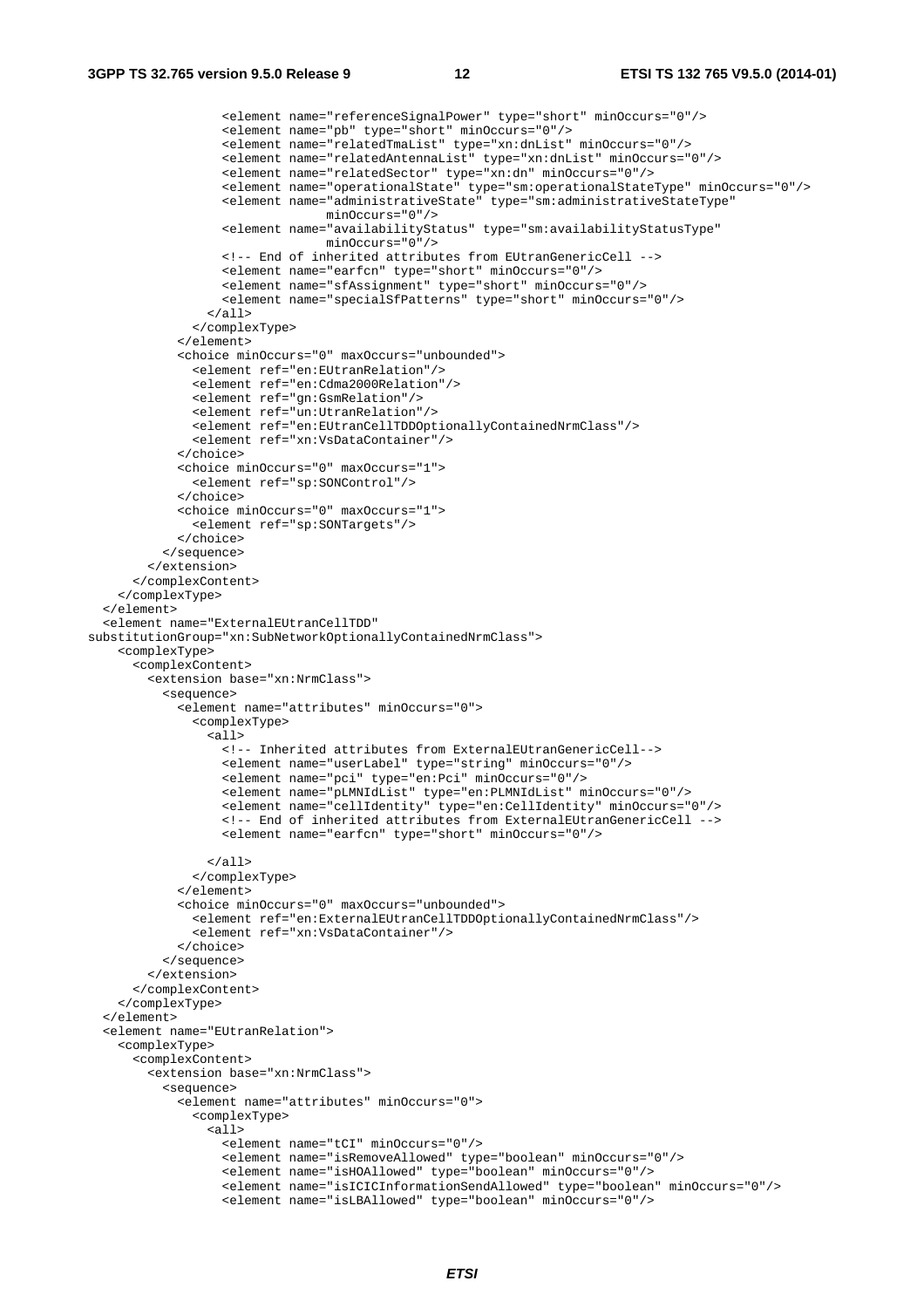```
                  <element name="referenceSignalPower" type="short" minOccurs="0"/>
                  <element name="pb" type="short" minOccurs="0"/>
                  <element name="relatedTmaList" type="xn:dnList" minOccurs="0"/>
                  <element name="relatedAntennaList" type="xn:dnList" minOccurs="0"/>
                  <element name="relatedSector" type="xn:dn" minOccurs="0"/>
                  <element name="operationalState" type="sm:operationalStateType" minOccurs="0"/>
                  <element name="administrativeState" type="sm:administrativeStateType"
                               minOccurs="0"/>
                  <element name="availabilityStatus" type="sm:availabilityStatusType"
                               minOccurs="0"/>
                  <!-- End of inherited attributes from EUtranGenericCell -->
                  <element name="earfcn" type="short" minOccurs="0"/>
                  <element name="sfAssignment" type="short" minOccurs="0"/>
                  <element name="specialSfPatterns" type="short" minOccurs="0"/>
                </all>
              </complexType>
            </element>
            <choice minOccurs="0" maxOccurs="unbounded">
              <element ref="en:EUtranRelation"/>
              <element ref="en:Cdma2000Relation"/>
              <element ref="gn:GsmRelation"/>
              <element ref="un:UtranRelation"/>
              <element ref="en:EUtranCellTDDOptionallyContainedNrmClass"/>
              <element ref="xn:VsDataContainer"/>
            </choice>
            <choice minOccurs="0" maxOccurs="1">
              <element ref="sp:SONControl"/>
            </choice>
            <choice minOccurs="0" maxOccurs="1">
              <element ref="sp:SONTargets"/>
            </choice>
          </sequence>
        </extension>
      </complexContent>
    </complexType>
  </element>
  <element name="ExternalEUtranCellTDD"
substitutionGroup="xn:SubNetworkOptionallyContainedNrmClass">
    <complexType>
      <complexContent>
        <extension base="xn:NrmClass">
          <sequence>
            <element name="attributes" minOccurs="0">
              <complexType>
                <all>
                  <!-- Inherited attributes from ExternalEUtranGenericCell-->
                  <element name="userLabel" type="string" minOccurs="0"/>
                  <element name="pci" type="en:Pci" minOccurs="0"/>
                  <element name="pLMNIdList" type="en:PLMNIdList" minOccurs="0"/>
                  <element name="cellIdentity" type="en:CellIdentity" minOccurs="0"/>
                  <!-- End of inherited attributes from ExternalEUtranGenericCell -->
                  <element name="earfcn" type="short" minOccurs="0"/>

                </all>
              </complexType>
            </element>
            <choice minOccurs="0" maxOccurs="unbounded">
              <element ref="en:ExternalEUtranCellTDDOptionallyContainedNrmClass"/>
              <element ref="xn:VsDataContainer"/>
            </choice>
          </sequence>
        </extension>
      </complexContent>
    </complexType>
  </element>
  <element name="EUtranRelation">
    <complexType>
      <complexContent>
        <extension base="xn:NrmClass">
          <sequence>
            <element name="attributes" minOccurs="0">
              <complexType>
                <all>
                  <element name="tCI" minOccurs="0"/>
                  <element name="isRemoveAllowed" type="boolean" minOccurs="0"/>
                  <element name="isHOAllowed" type="boolean" minOccurs="0"/>
                  <element name="isICICInformationSendAllowed" type="boolean" minOccurs="0"/>
                  <element name="isLBAllowed" type="boolean" minOccurs="0"/>
```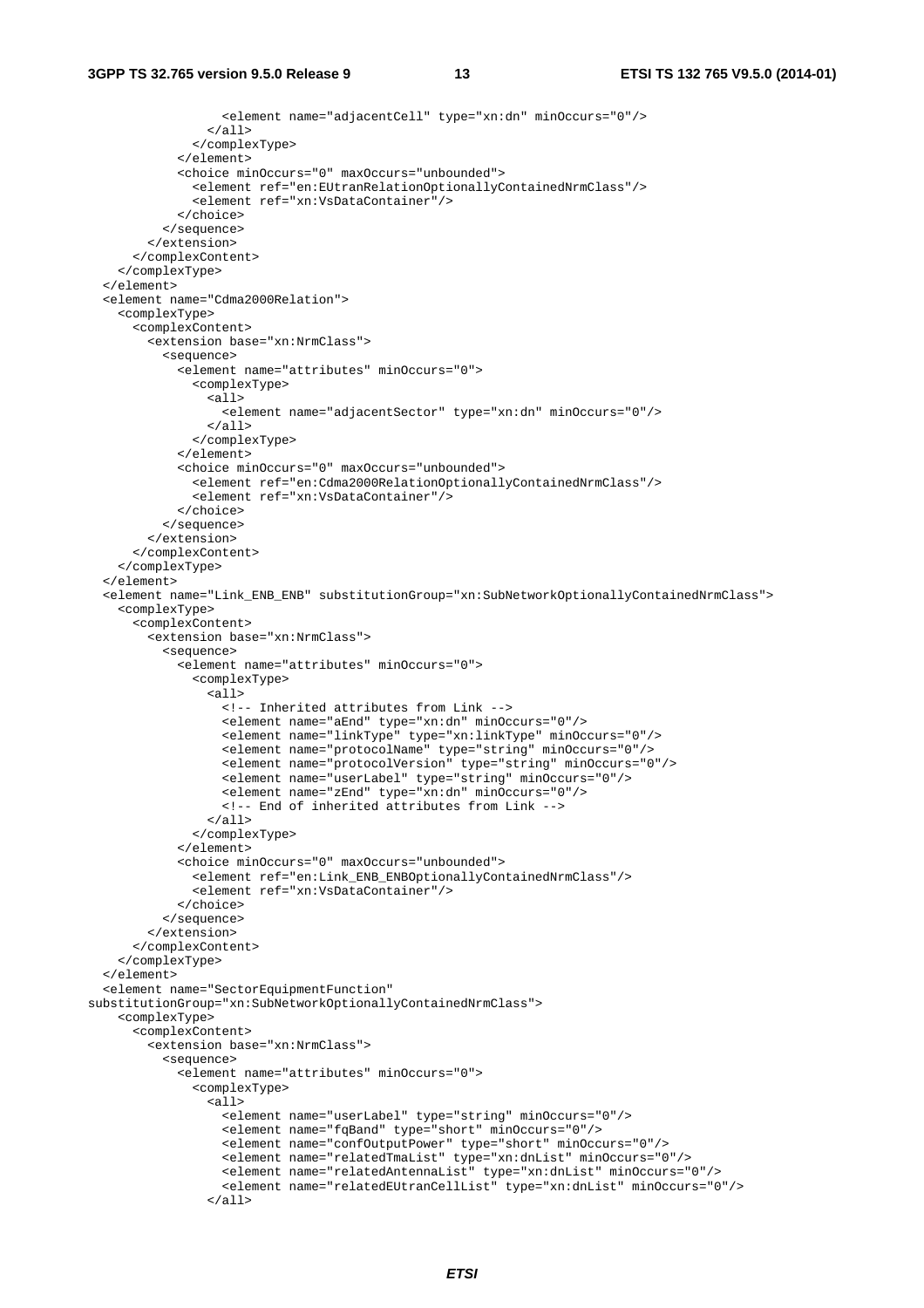```
                <element name="adjacentCell" type="xn:dn" minOccurs="0"/>
              </all>
            </complexType>
          </element>
          <choice minOccurs="0" maxOccurs="unbounded">
            <element ref="en:EUtranRelationOptionallyContainedNrmClass"/>
            <element ref="xn:VsDataContainer"/>
          </choice>
        </sequence>
      </extension>
    </complexContent>
  </complexType>
</element>
<element name="Cdma2000Relation">
  <complexType>
    <complexContent>
      <extension base="xn:NrmClass">
        <sequence>
          <element name="attributes" minOccurs="0">
            <complexType>
              <all>
                <element name="adjacentSector" type="xn:dn" minOccurs="0"/>
              </all>
            </complexType>
          </element>
          <choice minOccurs="0" maxOccurs="unbounded">
            <element ref="en:Cdma2000RelationOptionallyContainedNrmClass"/>
            <element ref="xn:VsDataContainer"/>
          </choice>
        </sequence>
      </extension>
    </complexContent>
  </complexType>
</element>
<element name="Link_ENB_ENB" substitutionGroup="xn:SubNetworkOptionallyContainedNrmClass">
  <complexType>
    <complexContent>
      <extension base="xn:NrmClass">
        <sequence>
          <element name="attributes" minOccurs="0">
            <complexType>
              <all>
                <!-- Inherited attributes from Link -->
                <element name="aEnd" type="xn:dn" minOccurs="0"/>
                <element name="linkType" type="xn:linkType" minOccurs="0"/>
                <element name="protocolName" type="string" minOccurs="0"/>
                <element name="protocolVersion" type="string" minOccurs="0"/>
                <element name="userLabel" type="string" minOccurs="0"/>
                <element name="zEnd" type="xn:dn" minOccurs="0"/>
                <!-- End of inherited attributes from Link -->
              </all>
            </complexType>
          </element>
          <choice minOccurs="0" maxOccurs="unbounded">
            <element ref="en:Link_ENB_ENBOptionallyContainedNrmClass"/>
            <element ref="xn:VsDataContainer"/>
          </choice>
        </sequence>
      </extension>
    </complexContent>
  </complexType>
</element>
<element name="SectorEquipmentFunction"
substitutionGroup="xn:SubNetworkOptionallyContainedNrmClass">
  <complexType>
    <complexContent>
      <extension base="xn:NrmClass">
        <sequence>
          <element name="attributes" minOccurs="0">
            <complexType>
              <all>
                <element name="userLabel" type="string" minOccurs="0"/>
                <element name="fqBand" type="short" minOccurs="0"/>
                <element name="confOutputPower" type="short" minOccurs="0"/>
                <element name="relatedTmaList" type="xn:dnList" minOccurs="0"/>
                <element name="relatedAntennaList" type="xn:dnList" minOccurs="0"/>
                <element name="relatedEUtranCellList" type="xn:dnList" minOccurs="0"/>
              </all>
```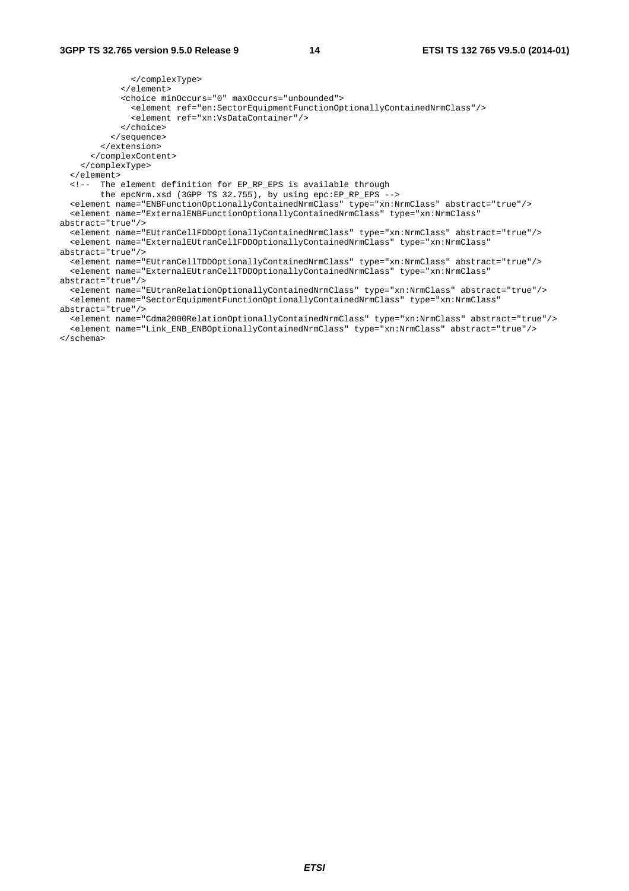```
              </complexType>
            </element>
            <choice minOccurs="0" maxOccurs="unbounded">
              <element ref="en:SectorEquipmentFunctionOptionallyContainedNrmClass"/>
              <element ref="xn:VsDataContainer"/>
            </choice>
          </sequence>
        </extension>
      </complexContent>
    </complexType>
  </element>
  <!--  The element definition for EP_RP_EPS is available through
        the epcNrm.xsd (3GPP TS 32.755), by using epc:EP_RP_EPS -->
  <element name="ENBFunctionOptionallyContainedNrmClass" type="xn:NrmClass" abstract="true"/>
  <element name="ExternalENBFunctionOptionallyContainedNrmClass" type="xn:NrmClass"
abstract="true"/>
  <element name="EUtranCellFDDOptionallyContainedNrmClass" type="xn:NrmClass" abstract="true"/>
  <element name="ExternalEUtranCellFDDOptionallyContainedNrmClass" type="xn:NrmClass"
abstract="true"/>
  <element name="EUtranCellTDDOptionallyContainedNrmClass" type="xn:NrmClass" abstract="true"/>
  <element name="ExternalEUtranCellTDDOptionallyContainedNrmClass" type="xn:NrmClass"
abstract="true"/>
  <element name="EUtranRelationOptionallyContainedNrmClass" type="xn:NrmClass" abstract="true"/>
  <element name="SectorEquipmentFunctionOptionallyContainedNrmClass" type="xn:NrmClass"
abstract="true"/>
  <element name="Cdma2000RelationOptionallyContainedNrmClass" type="xn:NrmClass" abstract="true"/>
  <element name="Link_ENB_ENBOptionallyContainedNrmClass" type="xn:NrmClass" abstract="true"/>
</schema>
```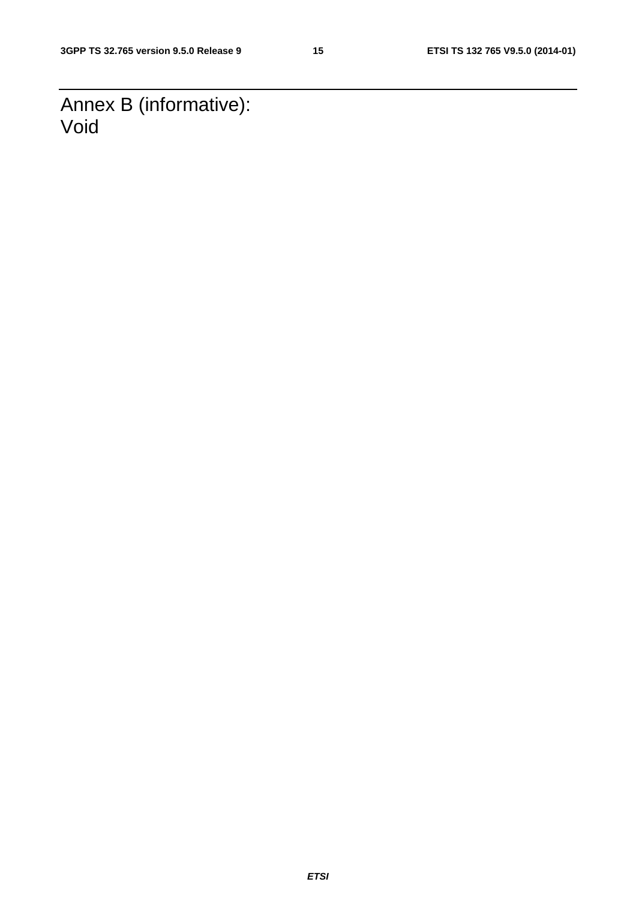# Annex B (informative): Void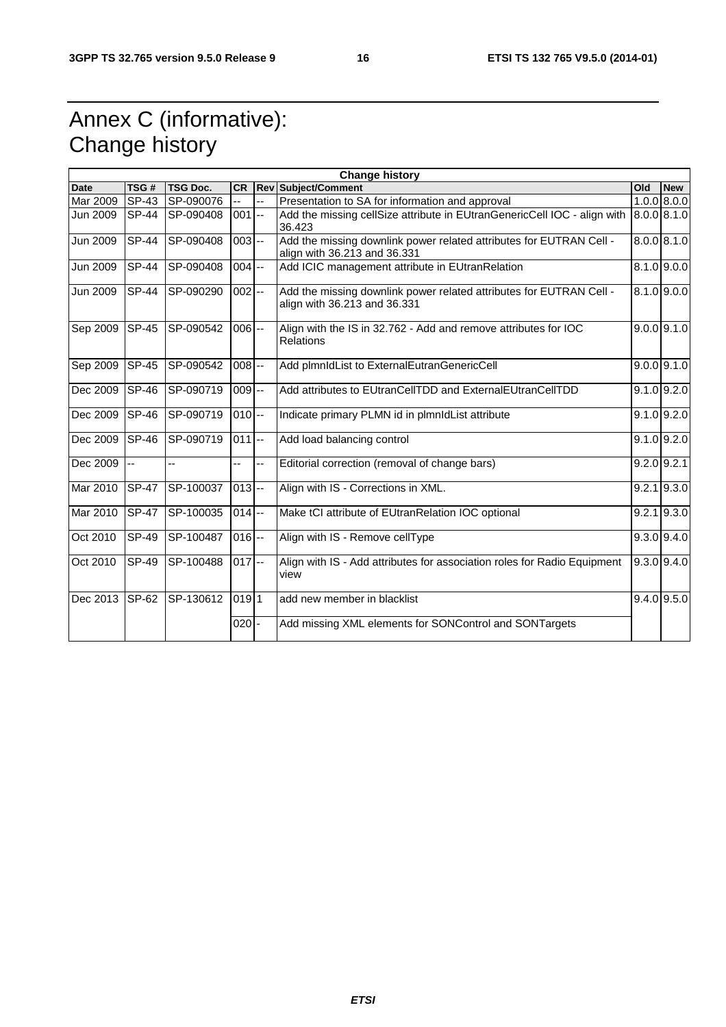# Annex C (informative): Change history

| Change history | | | | | | | |
|---|---|---|---|---|---|---|---|
| **Date** | **TSG #** | **TSG Doc.** | **CR** | **Rev** | **Subject/Comment** | **Old** | **New** |
| Mar 2009 | SP-43 | SP-090076 | -- | -- | Presentation to SA for information and approval | 1.0.0 | 8.0.0 |
| Jun 2009 | SP-44 | SP-090408 | 001 | -- | Add the missing cellSize attribute in EUtranGenericCell IOC - align with 36.423 | 8.0.0 | 8.1.0 |
| Jun 2009 | SP-44 | SP-090408 | 003 | -- | Add the missing downlink power related attributes for EUTRAN Cell - align with 36.213 and 36.331 | 8.0.0 | 8.1.0 |
| Jun 2009 | SP-44 | SP-090408 | 004 | -- | Add ICIC management attribute in EUtranRelation | 8.1.0 | 9.0.0 |
| Jun 2009 | SP-44 | SP-090290 | 002 | -- | Add the missing downlink power related attributes for EUTRAN Cell - align with 36.213 and 36.331 | 8.1.0 | 9.0.0 |
| Sep 2009 | SP-45 | SP-090542 | 006 | -- | Align with the IS in 32.762 - Add and remove attributes for IOC Relations | 9.0.0 | 9.1.0 |
| Sep 2009 | SP-45 | SP-090542 | 008 | -- | Add plmnIdList to ExternalEutranGenericCell | 9.0.0 | 9.1.0 |
| Dec 2009 | SP-46 | SP-090719 | 009 | -- | Add attributes to EUtranCellTDD and ExternalEUtranCellTDD | 9.1.0 | 9.2.0 |
| Dec 2009 | SP-46 | SP-090719 | 010 | -- | Indicate primary PLMN id in plmnIdList attribute | 9.1.0 | 9.2.0 |
| Dec 2009 | SP-46 | SP-090719 | 011 | -- | Add load balancing control | 9.1.0 | 9.2.0 |
| Dec 2009 | -- | -- | -- | -- | Editorial correction (removal of change bars) | 9.2.0 | 9.2.1 |
| Mar 2010 | SP-47 | SP-100037 | 013 | -- | Align with IS - Corrections in XML. | 9.2.1 | 9.3.0 |
| Mar 2010 | SP-47 | SP-100035 | 014 | -- | Make tCI attribute of EUtranRelation IOC optional | 9.2.1 | 9.3.0 |
| Oct 2010 | SP-49 | SP-100487 | 016 | -- | Align with IS - Remove cellType | 9.3.0 | 9.4.0 |
| Oct 2010 | SP-49 | SP-100488 | 017 | -- | Align with IS - Add attributes for association roles for Radio Equipment view | 9.3.0 | 9.4.0 |
| Dec 2013 | SP-62 | SP-130612 | 019 | 1 | add new member in blacklist | 9.4.0 | 9.5.0 |
| | | | 020 | - | Add missing XML elements for SONControl and SONTargets | | |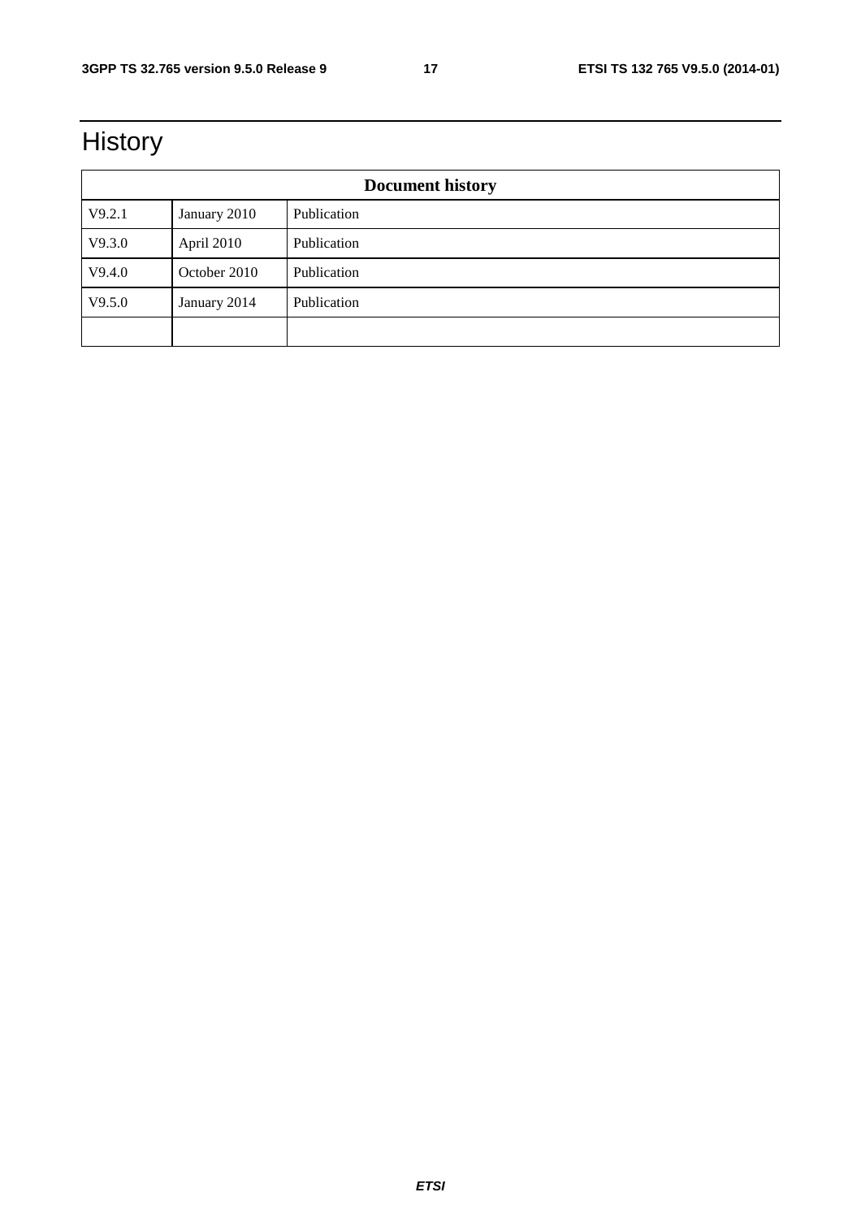# History

| Document history | | |
|---|---|---|
| V9.2.1 | January 2010 | Publication |
| V9.3.0 | April 2010 | Publication |
| V9.4.0 | October 2010 | Publication |
| V9.5.0 | January 2014 | Publication |
| | | |